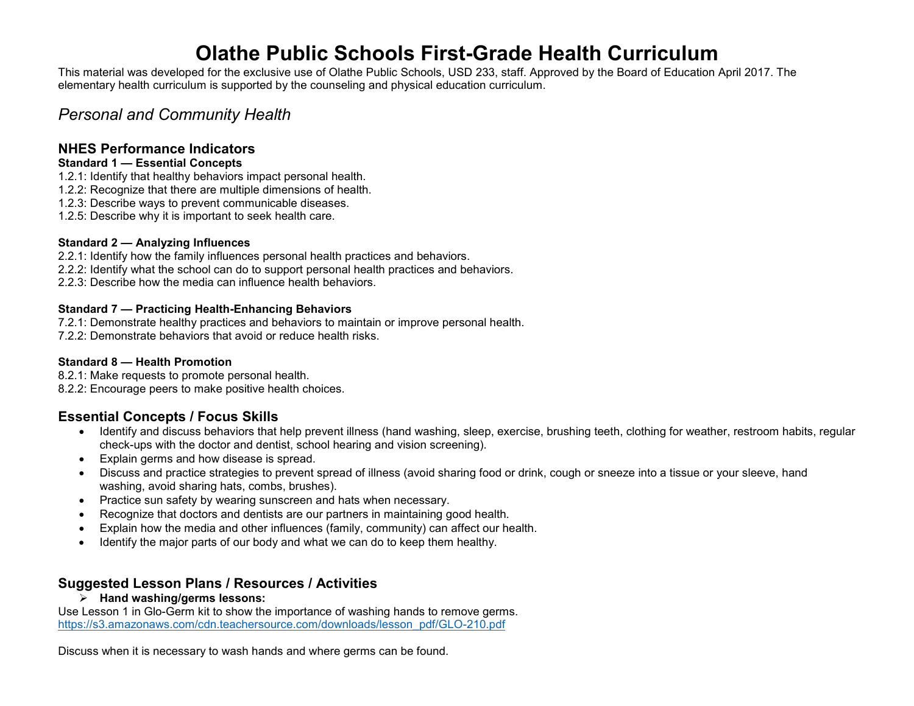# Olathe Public Schools First-Grade Health Curriculum

This material was developed for the exclusive use of Olathe Public Schools, USD 233, staff. Approved by the Board of Education April 2017. The elementary health curriculum is supported by the counseling and physical education curriculum.

## *Personal and Community Health*

### NHES Performance Indicators

**Standard 1 — Essential Concepts**

1.2.1: Identify that healthy behaviors impact personal health.
1.2.2: Recognize that there are multiple dimensions of health.
1.2.3: Describe ways to prevent communicable diseases.
1.2.5: Describe why it is important to seek health care.

**Standard 2 — Analyzing Influences**

2.2.1: Identify how the family influences personal health practices and behaviors.
2.2.2: Identify what the school can do to support personal health practices and behaviors.
2.2.3: Describe how the media can influence health behaviors.

**Standard 7 — Practicing Health-Enhancing Behaviors**

7.2.1: Demonstrate healthy practices and behaviors to maintain or improve personal health.
7.2.2: Demonstrate behaviors that avoid or reduce health risks.

**Standard 8 — Health Promotion**

8.2.1: Make requests to promote personal health.
8.2.2: Encourage peers to make positive health choices.

### Essential Concepts / Focus Skills

- Identify and discuss behaviors that help prevent illness (hand washing, sleep, exercise, brushing teeth, clothing for weather, restroom habits, regular check-ups with the doctor and dentist, school hearing and vision screening).
- Explain germs and how disease is spread.
- Discuss and practice strategies to prevent spread of illness (avoid sharing food or drink, cough or sneeze into a tissue or your sleeve, hand washing, avoid sharing hats, combs, brushes).
- Practice sun safety by wearing sunscreen and hats when necessary.
- Recognize that doctors and dentists are our partners in maintaining good health.
- Explain how the media and other influences (family, community) can affect our health.
- Identify the major parts of our body and what we can do to keep them healthy.

### Suggested Lesson Plans / Resources / Activities

- **Hand washing/germs lessons:**

Use Lesson 1 in Glo-Germ kit to show the importance of washing hands to remove germs.
https://s3.amazonaws.com/cdn.teachersource.com/downloads/lesson_pdf/GLO-210.pdf

Discuss when it is necessary to wash hands and where germs can be found.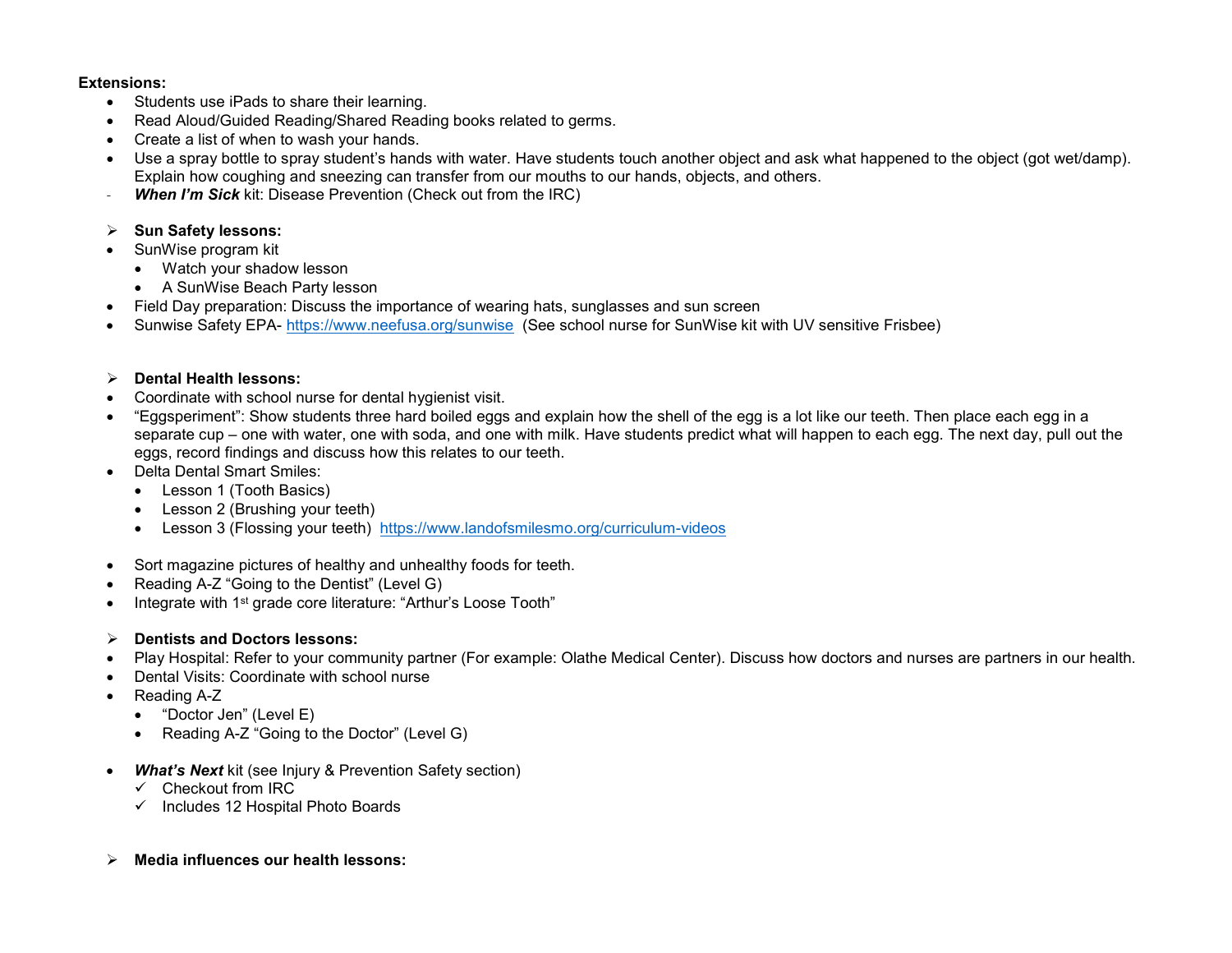**Extensions:**

- Students use iPads to share their learning.
- Read Aloud/Guided Reading/Shared Reading books related to germs.
- Create a list of when to wash your hands.
- Use a spray bottle to spray student's hands with water. Have students touch another object and ask what happened to the object (got wet/damp). Explain how coughing and sneezing can transfer from our mouths to our hands, objects, and others.
- ***When I'm Sick*** kit: Disease Prevention (Check out from the IRC)

- **Sun Safety lessons:**
- SunWise program kit
  - Watch your shadow lesson
  - A SunWise Beach Party lesson
- Field Day preparation: Discuss the importance of wearing hats, sunglasses and sun screen
- Sunwise Safety EPA- https://www.neefusa.org/sunwise (See school nurse for SunWise kit with UV sensitive Frisbee)

- **Dental Health lessons:**
- Coordinate with school nurse for dental hygienist visit.
- "Eggsperiment": Show students three hard boiled eggs and explain how the shell of the egg is a lot like our teeth. Then place each egg in a separate cup – one with water, one with soda, and one with milk. Have students predict what will happen to each egg. The next day, pull out the eggs, record findings and discuss how this relates to our teeth.
- Delta Dental Smart Smiles:
  - Lesson 1 (Tooth Basics)
  - Lesson 2 (Brushing your teeth)
  - Lesson 3 (Flossing your teeth) https://www.landofsmilesmo.org/curriculum-videos

- Sort magazine pictures of healthy and unhealthy foods for teeth.
- Reading A-Z "Going to the Dentist" (Level G)
- Integrate with 1st grade core literature: "Arthur's Loose Tooth"

- **Dentists and Doctors lessons:**
- Play Hospital: Refer to your community partner (For example: Olathe Medical Center). Discuss how doctors and nurses are partners in our health.
- Dental Visits: Coordinate with school nurse
- Reading A-Z
  - "Doctor Jen" (Level E)
  - Reading A-Z "Going to the Doctor" (Level G)

- ***What's Next*** kit (see Injury & Prevention Safety section)
  - ✓ Checkout from IRC
  - ✓ Includes 12 Hospital Photo Boards

- **Media influences our health lessons:**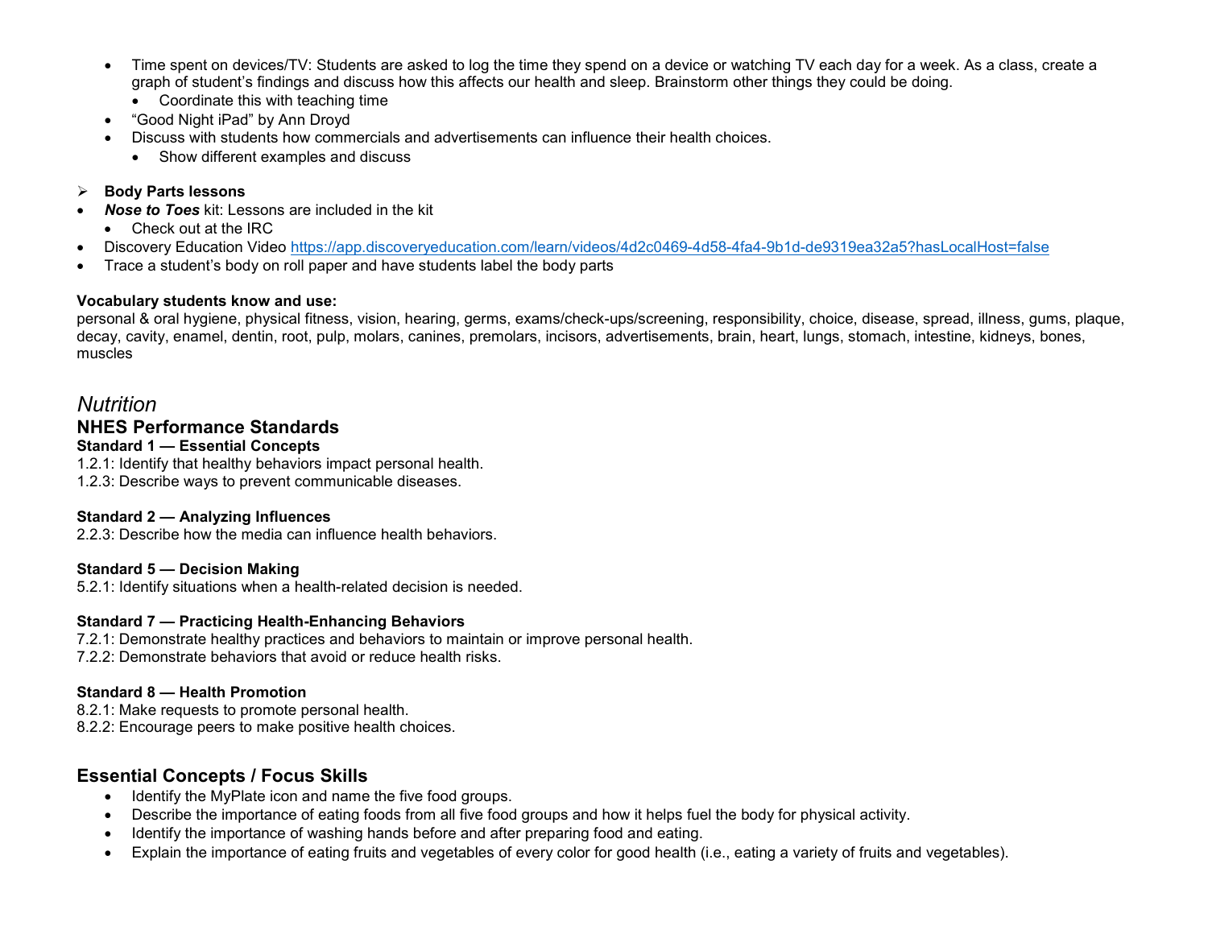- Time spent on devices/TV: Students are asked to log the time they spend on a device or watching TV each day for a week. As a class, create a graph of student's findings and discuss how this affects our health and sleep. Brainstorm other things they could be doing.
  - Coordinate this with teaching time
- "Good Night iPad" by Ann Droyd
- Discuss with students how commercials and advertisements can influence their health choices.
  - Show different examples and discuss

➢ **Body Parts lessons**

- ***Nose to Toes*** kit: Lessons are included in the kit
  - Check out at the IRC
- Discovery Education Video https://app.discoveryeducation.com/learn/videos/4d2c0469-4d58-4fa4-9b1d-de9319ea32a5?hasLocalHost=false
- Trace a student's body on roll paper and have students label the body parts

**Vocabulary students know and use:**
personal & oral hygiene, physical fitness, vision, hearing, germs, exams/check-ups/screening, responsibility, choice, disease, spread, illness, gums, plaque, decay, cavity, enamel, dentin, root, pulp, molars, canines, premolars, incisors, advertisements, brain, heart, lungs, stomach, intestine, kidneys, bones, muscles

# *Nutrition*

## NHES Performance Standards

**Standard 1 — Essential Concepts**
1.2.1: Identify that healthy behaviors impact personal health.
1.2.3: Describe ways to prevent communicable diseases.

**Standard 2 — Analyzing Influences**
2.2.3: Describe how the media can influence health behaviors.

**Standard 5 — Decision Making**
5.2.1: Identify situations when a health-related decision is needed.

**Standard 7 — Practicing Health-Enhancing Behaviors**
7.2.1: Demonstrate healthy practices and behaviors to maintain or improve personal health.
7.2.2: Demonstrate behaviors that avoid or reduce health risks.

**Standard 8 — Health Promotion**
8.2.1: Make requests to promote personal health.
8.2.2: Encourage peers to make positive health choices.

## Essential Concepts / Focus Skills

- Identify the MyPlate icon and name the five food groups.
- Describe the importance of eating foods from all five food groups and how it helps fuel the body for physical activity.
- Identify the importance of washing hands before and after preparing food and eating.
- Explain the importance of eating fruits and vegetables of every color for good health (i.e., eating a variety of fruits and vegetables).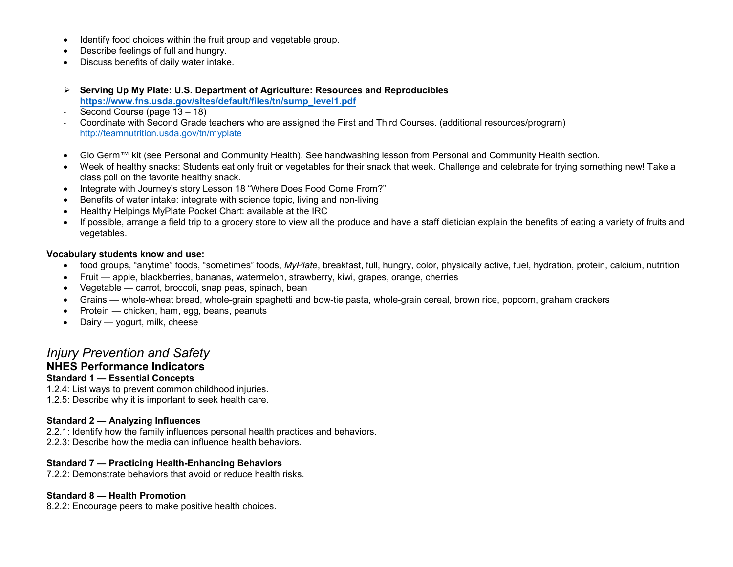- Identify food choices within the fruit group and vegetable group.
- Describe feelings of full and hungry.
- Discuss benefits of daily water intake.

➢ **Serving Up My Plate: U.S. Department of Agriculture: Resources and Reproducibles**
  **https://www.fns.usda.gov/sites/default/files/tn/sump_level1.pdf**

- Second Course (page 13 – 18)
- Coordinate with Second Grade teachers who are assigned the First and Third Courses. (additional resources/program) http://teamnutrition.usda.gov/tn/myplate

- Glo Germ™ kit (see Personal and Community Health). See handwashing lesson from Personal and Community Health section.
- Week of healthy snacks: Students eat only fruit or vegetables for their snack that week. Challenge and celebrate for trying something new! Take a class poll on the favorite healthy snack.
- Integrate with Journey's story Lesson 18 "Where Does Food Come From?"
- Benefits of water intake: integrate with science topic, living and non-living
- Healthy Helpings MyPlate Pocket Chart: available at the IRC
- If possible, arrange a field trip to a grocery store to view all the produce and have a staff dietician explain the benefits of eating a variety of fruits and vegetables.

**Vocabulary students know and use:**

- food groups, "anytime" foods, "sometimes" foods, *MyPlate*, breakfast, full, hungry, color, physically active, fuel, hydration, protein, calcium, nutrition
- Fruit — apple, blackberries, bananas, watermelon, strawberry, kiwi, grapes, orange, cherries
- Vegetable — carrot, broccoli, snap peas, spinach, bean
- Grains — whole-wheat bread, whole-grain spaghetti and bow-tie pasta, whole-grain cereal, brown rice, popcorn, graham crackers
- Protein — chicken, ham, egg, beans, peanuts
- Dairy — yogurt, milk, cheese

## *Injury Prevention and Safety*

### NHES Performance Indicators

**Standard 1 — Essential Concepts**

1.2.4: List ways to prevent common childhood injuries.
1.2.5: Describe why it is important to seek health care.

**Standard 2 — Analyzing Influences**

2.2.1: Identify how the family influences personal health practices and behaviors.
2.2.3: Describe how the media can influence health behaviors.

**Standard 7 — Practicing Health-Enhancing Behaviors**

7.2.2: Demonstrate behaviors that avoid or reduce health risks.

**Standard 8 — Health Promotion**

8.2.2: Encourage peers to make positive health choices.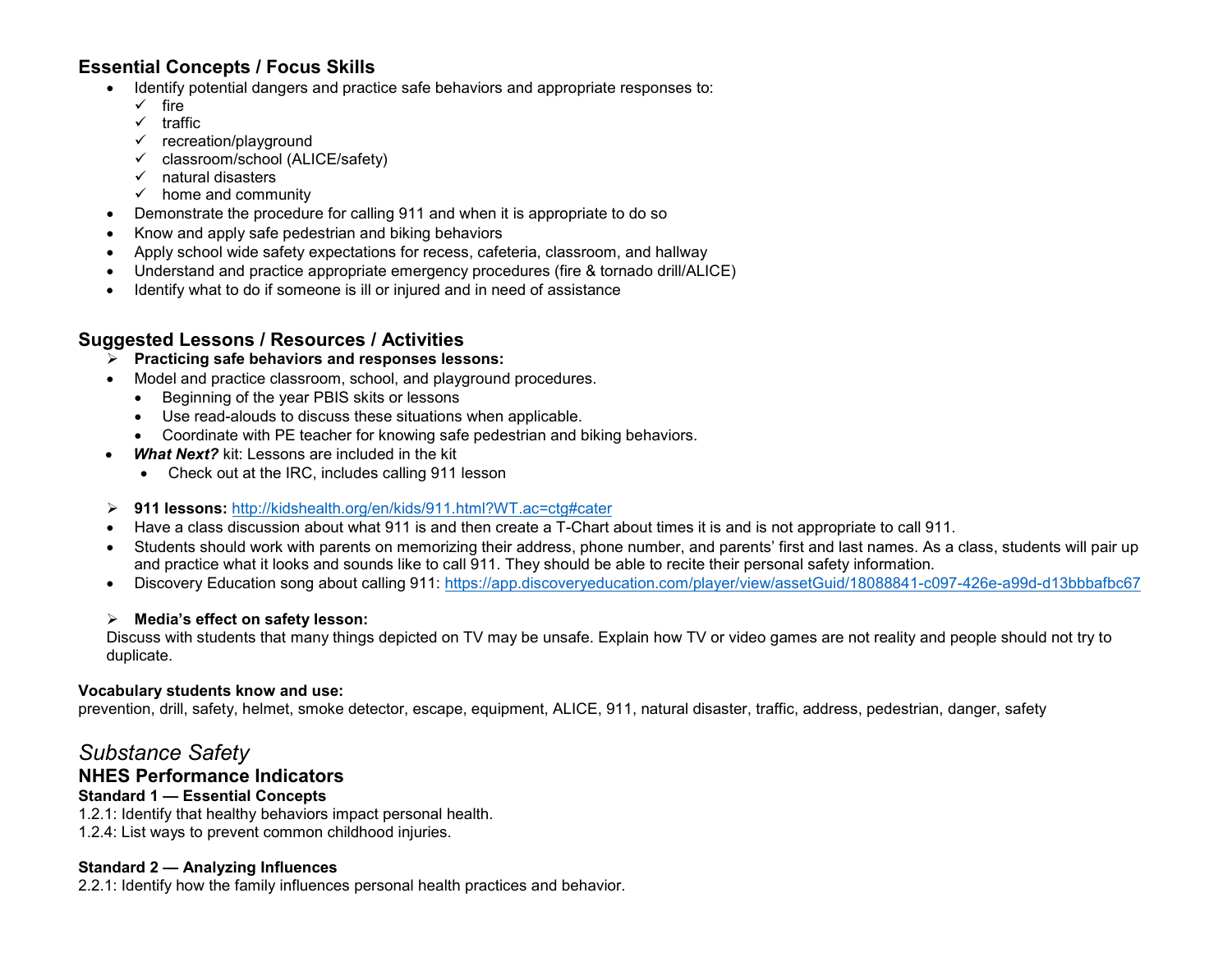### Essential Concepts / Focus Skills

- Identify potential dangers and practice safe behaviors and appropriate responses to:
  - ✓ fire
  - ✓ traffic
  - ✓ recreation/playground
  - ✓ classroom/school (ALICE/safety)
  - ✓ natural disasters
  - ✓ home and community
- Demonstrate the procedure for calling 911 and when it is appropriate to do so
- Know and apply safe pedestrian and biking behaviors
- Apply school wide safety expectations for recess, cafeteria, classroom, and hallway
- Understand and practice appropriate emergency procedures (fire & tornado drill/ALICE)
- Identify what to do if someone is ill or injured and in need of assistance

### Suggested Lessons / Resources / Activities

- **Practicing safe behaviors and responses lessons:**
- Model and practice classroom, school, and playground procedures.
  - Beginning of the year PBIS skits or lessons
  - Use read-alouds to discuss these situations when applicable.
  - Coordinate with PE teacher for knowing safe pedestrian and biking behaviors.
- ***What Next?*** kit: Lessons are included in the kit
  - Check out at the IRC, includes calling 911 lesson

- **911 lessons:** http://kidshealth.org/en/kids/911.html?WT.ac=ctg#cater
- Have a class discussion about what 911 is and then create a T-Chart about times it is and is not appropriate to call 911.
- Students should work with parents on memorizing their address, phone number, and parents' first and last names. As a class, students will pair up and practice what it looks and sounds like to call 911. They should be able to recite their personal safety information.
- Discovery Education song about calling 911: https://app.discoveryeducation.com/player/view/assetGuid/18088841-c097-426e-a99d-d13bbbafbc67

- **Media's effect on safety lesson:**

Discuss with students that many things depicted on TV may be unsafe. Explain how TV or video games are not reality and people should not try to duplicate.

**Vocabulary students know and use:**
prevention, drill, safety, helmet, smoke detector, escape, equipment, ALICE, 911, natural disaster, traffic, address, pedestrian, danger, safety

## *Substance Safety*

### NHES Performance Indicators

**Standard 1 — Essential Concepts**
1.2.1: Identify that healthy behaviors impact personal health.
1.2.4: List ways to prevent common childhood injuries.

**Standard 2 — Analyzing Influences**
2.2.1: Identify how the family influences personal health practices and behavior.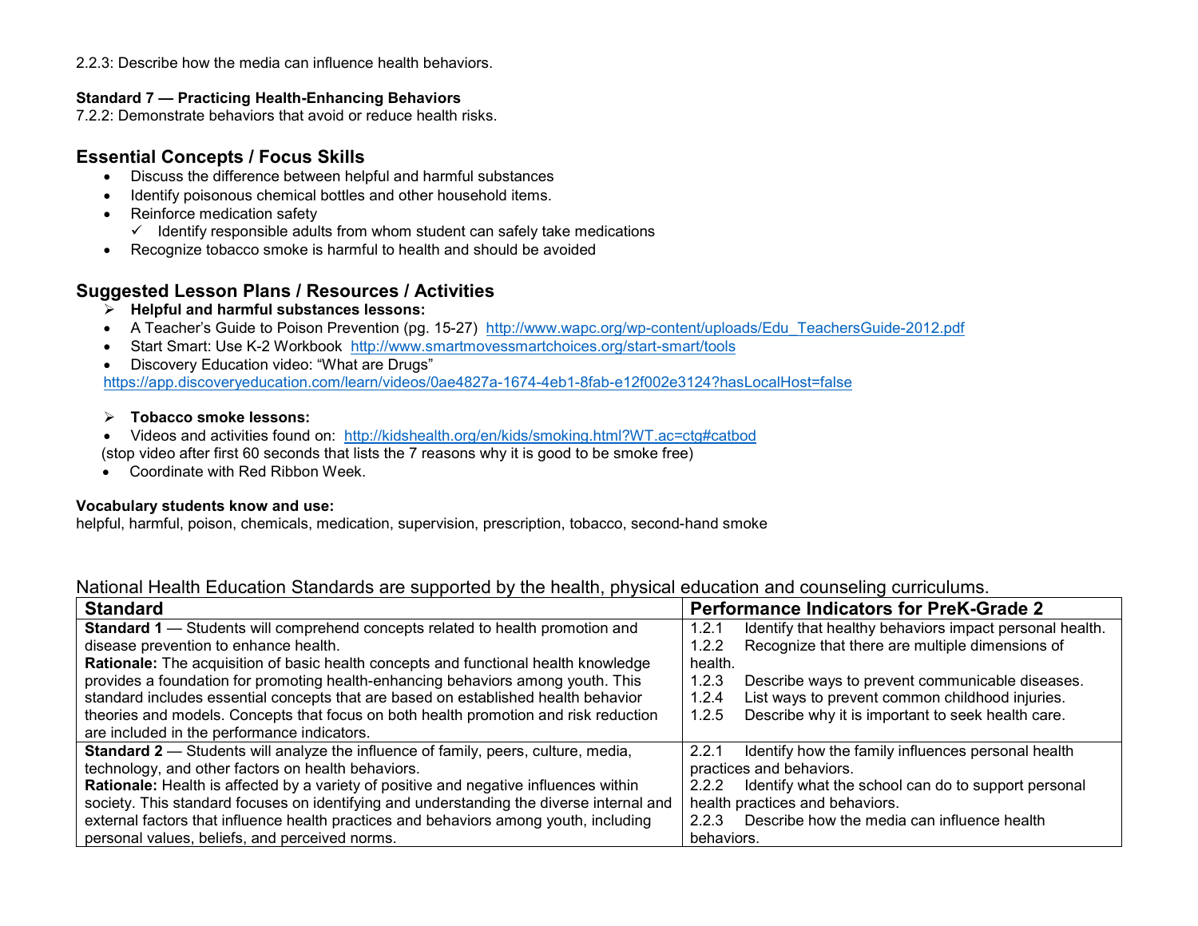2.2.3: Describe how the media can influence health behaviors.

**Standard 7 — Practicing Health-Enhancing Behaviors**
7.2.2: Demonstrate behaviors that avoid or reduce health risks.

## Essential Concepts / Focus Skills

- Discuss the difference between helpful and harmful substances
- Identify poisonous chemical bottles and other household items.
- Reinforce medication safety
  - ✓ Identify responsible adults from whom student can safely take medications
- Recognize tobacco smoke is harmful to health and should be avoided

## Suggested Lesson Plans / Resources / Activities

- ➢ **Helpful and harmful substances lessons:**
- A Teacher's Guide to Poison Prevention (pg. 15-27) http://www.wapc.org/wp-content/uploads/Edu_TeachersGuide-2012.pdf
- Start Smart: Use K-2 Workbook http://www.smartmovessmartchoices.org/start-smart/tools
- Discovery Education video: "What are Drugs"
  https://app.discoveryeducation.com/learn/videos/0ae4827a-1674-4eb1-8fab-e12f002e3124?hasLocalHost=false

- ➢ **Tobacco smoke lessons:**
- Videos and activities found on: http://kidshealth.org/en/kids/smoking.html?WT.ac=ctg#catbod
  (stop video after first 60 seconds that lists the 7 reasons why it is good to be smoke free)
- Coordinate with Red Ribbon Week.

**Vocabulary students know and use:**
helpful, harmful, poison, chemicals, medication, supervision, prescription, tobacco, second-hand smoke

National Health Education Standards are supported by the health, physical education and counseling curriculums.

| Standard | Performance Indicators for PreK-Grade 2 |
|---|---|
| **Standard 1** — Students will comprehend concepts related to health promotion and disease prevention to enhance health.<br>**Rationale:** The acquisition of basic health concepts and functional health knowledge provides a foundation for promoting health-enhancing behaviors among youth. This standard includes essential concepts that are based on established health behavior theories and models. Concepts that focus on both health promotion and risk reduction are included in the performance indicators. | 1.2.1 Identify that healthy behaviors impact personal health.<br>1.2.2 Recognize that there are multiple dimensions of health.<br>1.2.3 Describe ways to prevent communicable diseases.<br>1.2.4 List ways to prevent common childhood injuries.<br>1.2.5 Describe why it is important to seek health care. |
| **Standard 2** — Students will analyze the influence of family, peers, culture, media, technology, and other factors on health behaviors.<br>**Rationale:** Health is affected by a variety of positive and negative influences within society. This standard focuses on identifying and understanding the diverse internal and external factors that influence health practices and behaviors among youth, including personal values, beliefs, and perceived norms. | 2.2.1 Identify how the family influences personal health practices and behaviors.<br>2.2.2 Identify what the school can do to support personal health practices and behaviors.<br>2.2.3 Describe how the media can influence health behaviors. |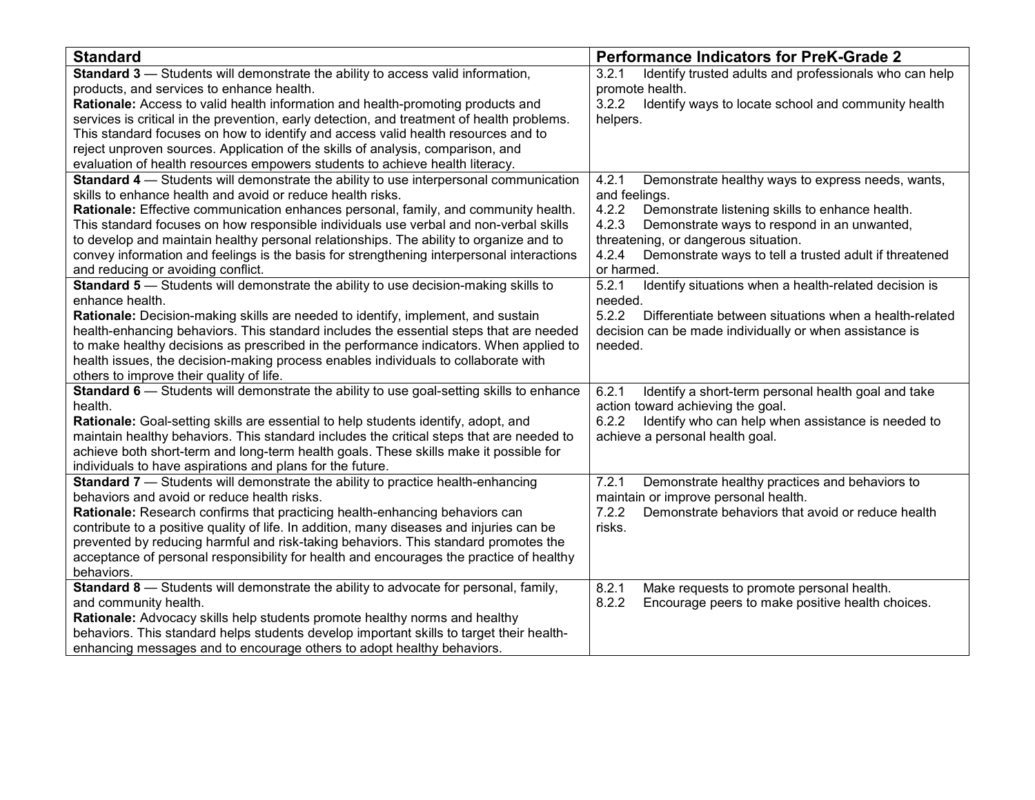| Standard | Performance Indicators for PreK-Grade 2 |
|---|---|
| **Standard 3** — Students will demonstrate the ability to access valid information, products, and services to enhance health.<br>**Rationale:** Access to valid health information and health-promoting products and services is critical in the prevention, early detection, and treatment of health problems. This standard focuses on how to identify and access valid health resources and to reject unproven sources. Application of the skills of analysis, comparison, and evaluation of health resources empowers students to achieve health literacy. | 3.2.1 Identify trusted adults and professionals who can help promote health.<br>3.2.2 Identify ways to locate school and community health helpers. |
| **Standard 4** — Students will demonstrate the ability to use interpersonal communication skills to enhance health and avoid or reduce health risks.<br>**Rationale:** Effective communication enhances personal, family, and community health. This standard focuses on how responsible individuals use verbal and non-verbal skills to develop and maintain healthy personal relationships. The ability to organize and to convey information and feelings is the basis for strengthening interpersonal interactions and reducing or avoiding conflict. | 4.2.1 Demonstrate healthy ways to express needs, wants, and feelings.<br>4.2.2 Demonstrate listening skills to enhance health.<br>4.2.3 Demonstrate ways to respond in an unwanted, threatening, or dangerous situation.<br>4.2.4 Demonstrate ways to tell a trusted adult if threatened or harmed. |
| **Standard 5** — Students will demonstrate the ability to use decision-making skills to enhance health.<br>**Rationale:** Decision-making skills are needed to identify, implement, and sustain health-enhancing behaviors. This standard includes the essential steps that are needed to make healthy decisions as prescribed in the performance indicators. When applied to health issues, the decision-making process enables individuals to collaborate with others to improve their quality of life. | 5.2.1 Identify situations when a health-related decision is needed.<br>5.2.2 Differentiate between situations when a health-related decision can be made individually or when assistance is needed. |
| **Standard 6** — Students will demonstrate the ability to use goal-setting skills to enhance health.<br>**Rationale:** Goal-setting skills are essential to help students identify, adopt, and maintain healthy behaviors. This standard includes the critical steps that are needed to achieve both short-term and long-term health goals. These skills make it possible for individuals to have aspirations and plans for the future. | 6.2.1 Identify a short-term personal health goal and take action toward achieving the goal.<br>6.2.2 Identify who can help when assistance is needed to achieve a personal health goal. |
| **Standard 7** — Students will demonstrate the ability to practice health-enhancing behaviors and avoid or reduce health risks.<br>**Rationale:** Research confirms that practicing health-enhancing behaviors can contribute to a positive quality of life. In addition, many diseases and injuries can be prevented by reducing harmful and risk-taking behaviors. This standard promotes the acceptance of personal responsibility for health and encourages the practice of healthy behaviors. | 7.2.1 Demonstrate healthy practices and behaviors to maintain or improve personal health.<br>7.2.2 Demonstrate behaviors that avoid or reduce health risks. |
| **Standard 8** — Students will demonstrate the ability to advocate for personal, family, and community health.<br>**Rationale:** Advocacy skills help students promote healthy norms and healthy behaviors. This standard helps students develop important skills to target their health-enhancing messages and to encourage others to adopt healthy behaviors. | 8.2.1 Make requests to promote personal health.<br>8.2.2 Encourage peers to make positive health choices. |